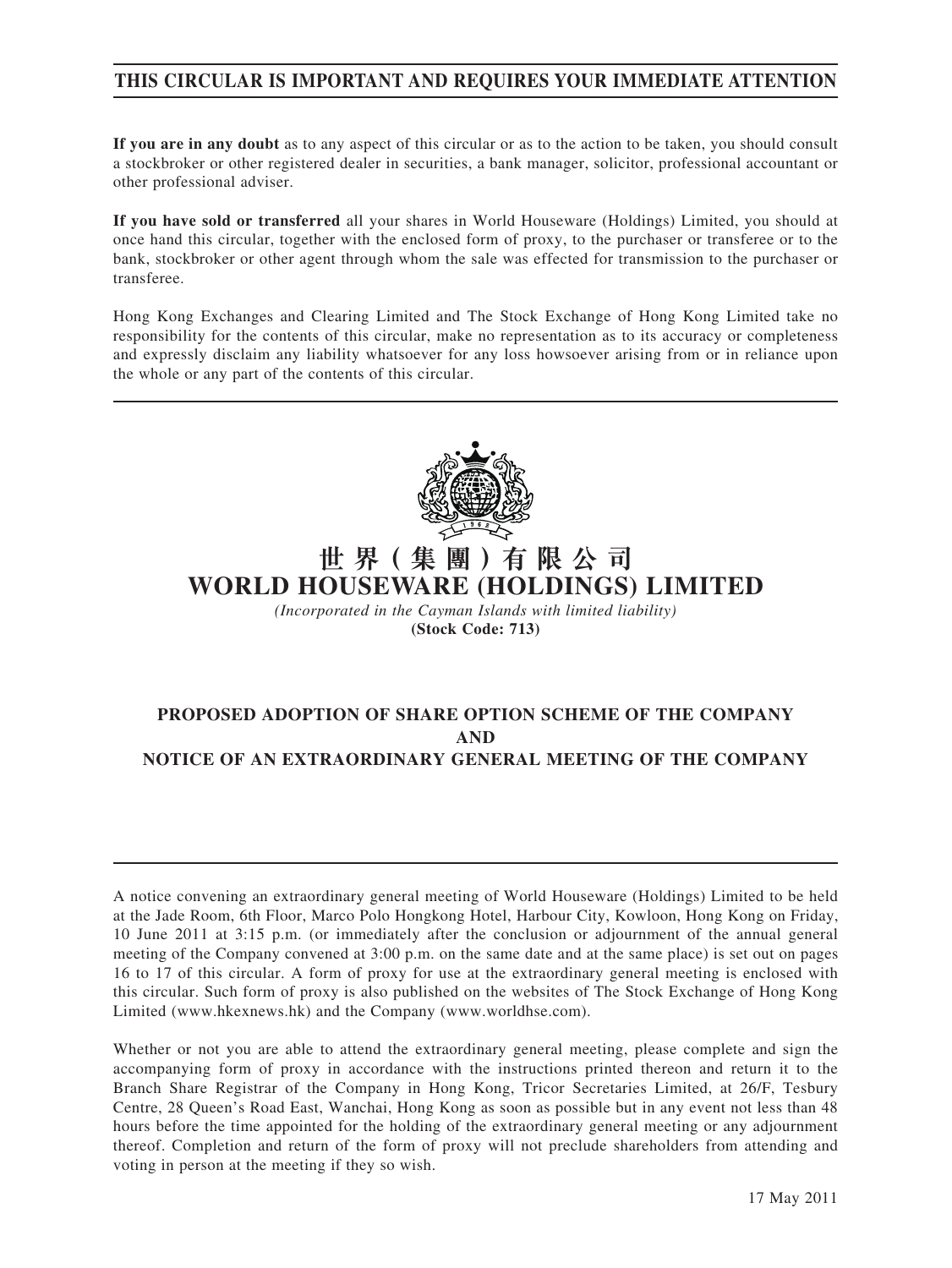**THIS CIRCULAR IS IMPORTANT AND REQUIRES YOUR IMMEDIATE ATTENTION**

**If you are in any doubt** as to any aspect of this circular or as to the action to be taken, you should consult a stockbroker or other registered dealer in securities, a bank manager, solicitor, professional accountant or other professional adviser.

**If you have sold or transferred** all your shares in World Houseware (Holdings) Limited, you should at once hand this circular, together with the enclosed form of proxy, to the purchaser or transferee or to the bank, stockbroker or other agent through whom the sale was effected for transmission to the purchaser or transferee.

Hong Kong Exchanges and Clearing Limited and The Stock Exchange of Hong Kong Limited take no responsibility for the contents of this circular, make no representation as to its accuracy or completeness and expressly disclaim any liability whatsoever for any loss howsoever arising from or in reliance upon the whole or any part of the contents of this circular.

# 世界(集團)有限公司
# WORLD HOUSEWARE (HOLDINGS) LIMITED

*(Incorporated in the Cayman Islands with limited liability)*

**(Stock Code: 713)**

## PROPOSED ADOPTION OF SHARE OPTION SCHEME OF THE COMPANY AND NOTICE OF AN EXTRAORDINARY GENERAL MEETING OF THE COMPANY

A notice convening an extraordinary general meeting of World Houseware (Holdings) Limited to be held at the Jade Room, 6th Floor, Marco Polo Hongkong Hotel, Harbour City, Kowloon, Hong Kong on Friday, 10 June 2011 at 3:15 p.m. (or immediately after the conclusion or adjournment of the annual general meeting of the Company convened at 3:00 p.m. on the same date and at the same place) is set out on pages 16 to 17 of this circular. A form of proxy for use at the extraordinary general meeting is enclosed with this circular. Such form of proxy is also published on the websites of The Stock Exchange of Hong Kong Limited (www.hkexnews.hk) and the Company (www.worldhse.com).

Whether or not you are able to attend the extraordinary general meeting, please complete and sign the accompanying form of proxy in accordance with the instructions printed thereon and return it to the Branch Share Registrar of the Company in Hong Kong, Tricor Secretaries Limited, at 26/F, Tesbury Centre, 28 Queen's Road East, Wanchai, Hong Kong as soon as possible but in any event not less than 48 hours before the time appointed for the holding of the extraordinary general meeting or any adjournment thereof. Completion and return of the form of proxy will not preclude shareholders from attending and voting in person at the meeting if they so wish.

17 May 2011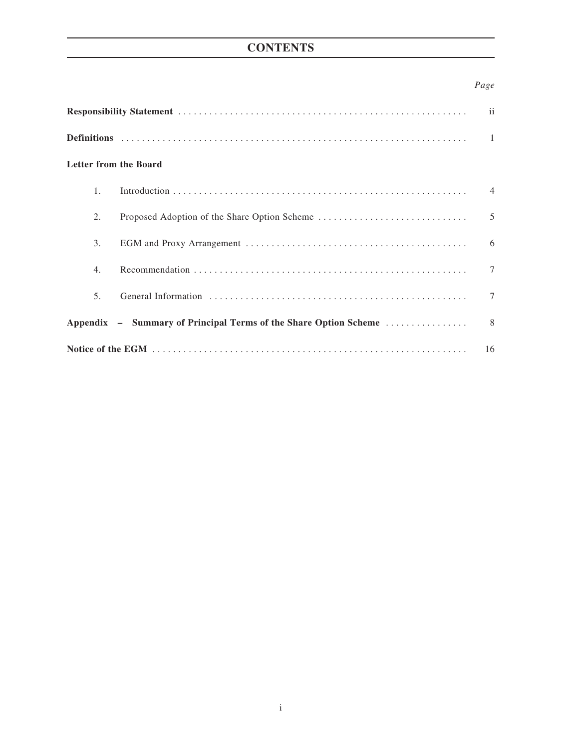# CONTENTS

| | Page |
|---|---|
| **Responsibility Statement** | ii |
| **Definitions** | 1 |
| **Letter from the Board** | |
| 1. Introduction | 4 |
| 2. Proposed Adoption of the Share Option Scheme | 5 |
| 3. EGM and Proxy Arrangement | 6 |
| 4. Recommendation | 7 |
| 5. General Information | 7 |
| **Appendix – Summary of Principal Terms of the Share Option Scheme** | 8 |
| **Notice of the EGM** | 16 |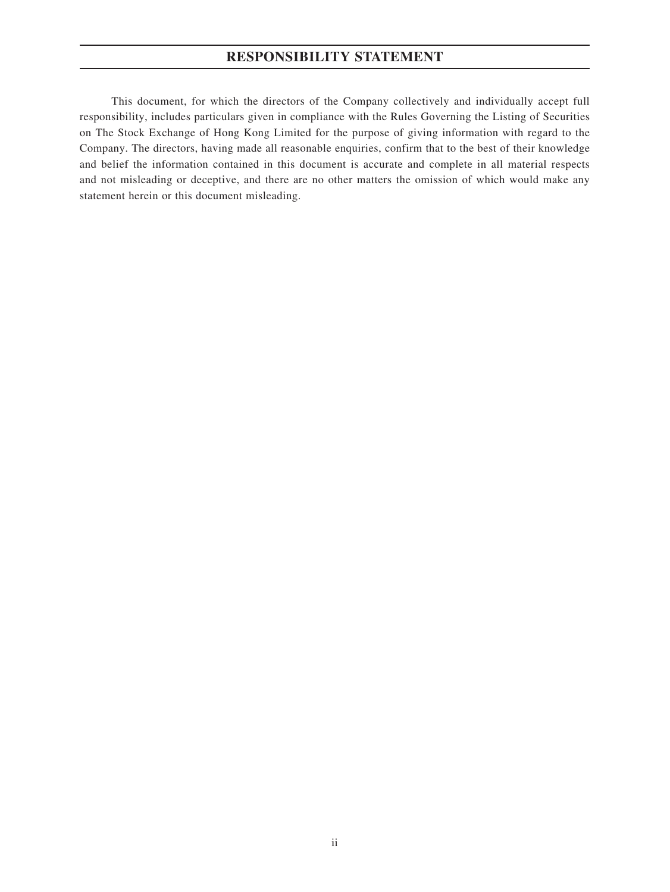# RESPONSIBILITY STATEMENT

This document, for which the directors of the Company collectively and individually accept full responsibility, includes particulars given in compliance with the Rules Governing the Listing of Securities on The Stock Exchange of Hong Kong Limited for the purpose of giving information with regard to the Company. The directors, having made all reasonable enquiries, confirm that to the best of their knowledge and belief the information contained in this document is accurate and complete in all material respects and not misleading or deceptive, and there are no other matters the omission of which would make any statement herein or this document misleading.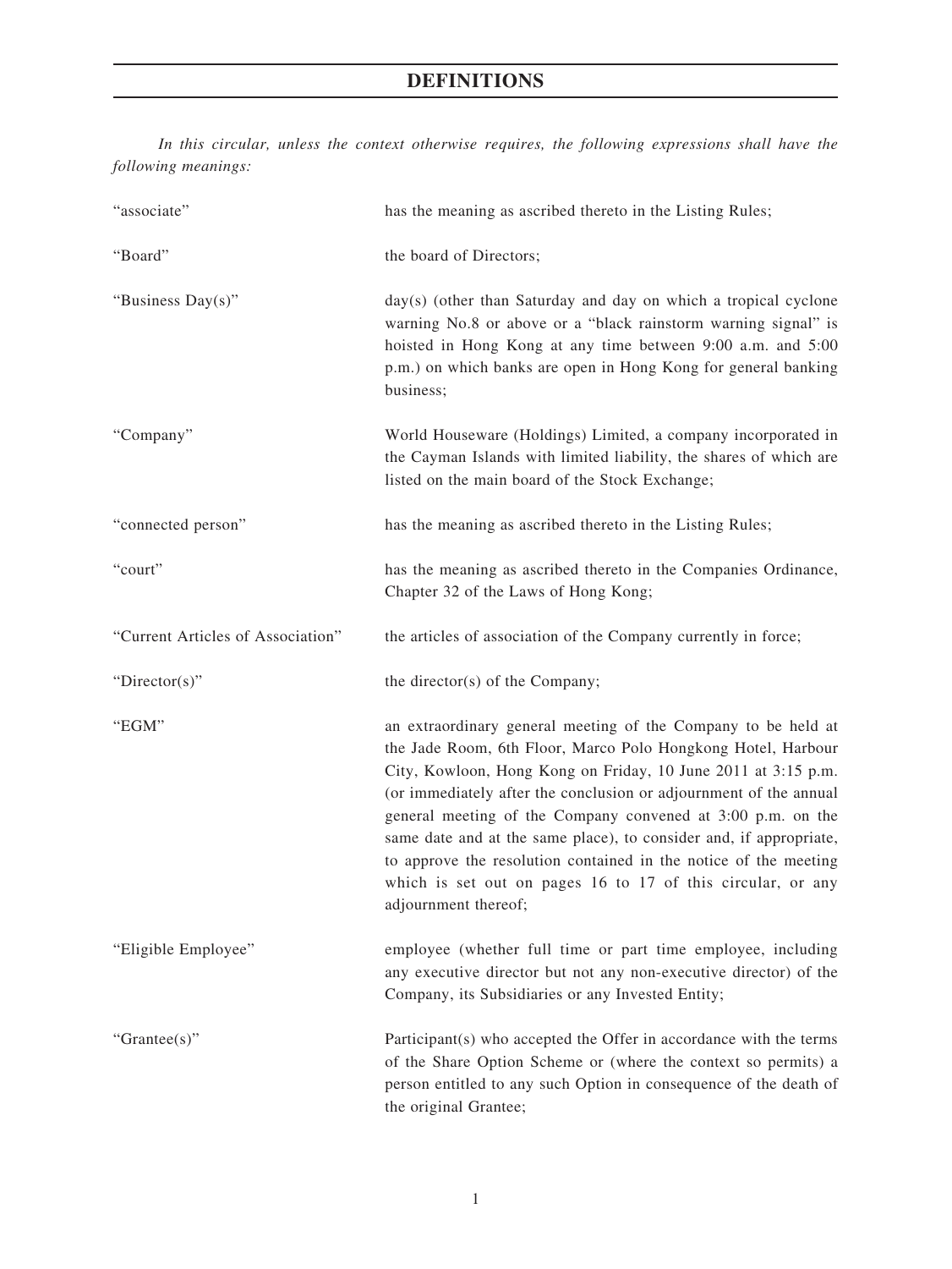# DEFINITIONS

*In this circular, unless the context otherwise requires, the following expressions shall have the following meanings:*

| | |
|---|---|
| "associate" | has the meaning as ascribed thereto in the Listing Rules; |
| "Board" | the board of Directors; |
| "Business Day(s)" | day(s) (other than Saturday and day on which a tropical cyclone warning No.8 or above or a "black rainstorm warning signal" is hoisted in Hong Kong at any time between 9:00 a.m. and 5:00 p.m.) on which banks are open in Hong Kong for general banking business; |
| "Company" | World Houseware (Holdings) Limited, a company incorporated in the Cayman Islands with limited liability, the shares of which are listed on the main board of the Stock Exchange; |
| "connected person" | has the meaning as ascribed thereto in the Listing Rules; |
| "court" | has the meaning as ascribed thereto in the Companies Ordinance, Chapter 32 of the Laws of Hong Kong; |
| "Current Articles of Association" | the articles of association of the Company currently in force; |
| "Director(s)" | the director(s) of the Company; |
| "EGM" | an extraordinary general meeting of the Company to be held at the Jade Room, 6th Floor, Marco Polo Hongkong Hotel, Harbour City, Kowloon, Hong Kong on Friday, 10 June 2011 at 3:15 p.m. (or immediately after the conclusion or adjournment of the annual general meeting of the Company convened at 3:00 p.m. on the same date and at the same place), to consider and, if appropriate, to approve the resolution contained in the notice of the meeting which is set out on pages 16 to 17 of this circular, or any adjournment thereof; |
| "Eligible Employee" | employee (whether full time or part time employee, including any executive director but not any non-executive director) of the Company, its Subsidiaries or any Invested Entity; |
| "Grantee(s)" | Participant(s) who accepted the Offer in accordance with the terms of the Share Option Scheme or (where the context so permits) a person entitled to any such Option in consequence of the death of the original Grantee; |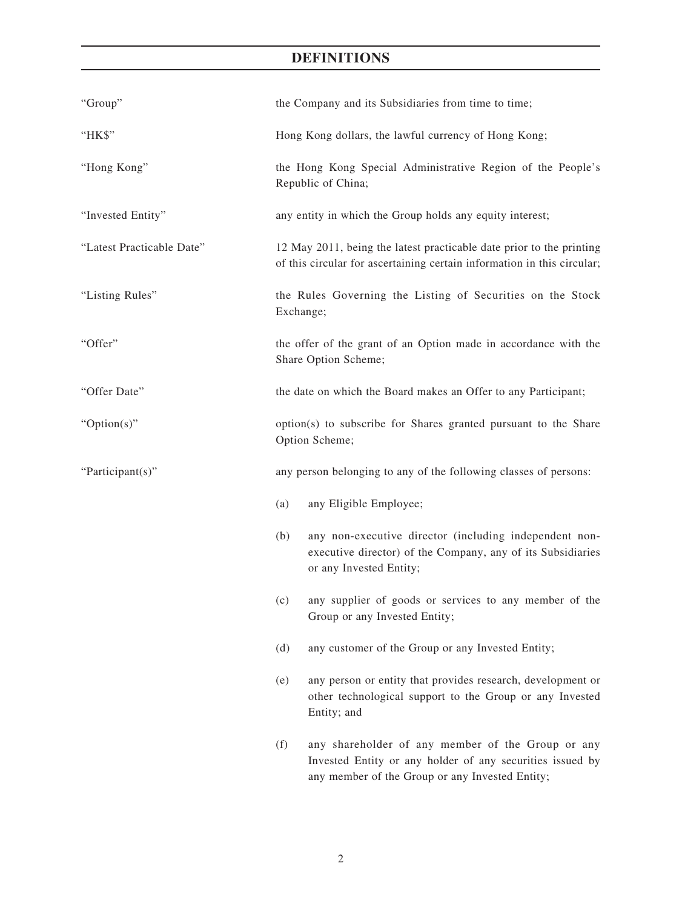# DEFINITIONS

| | |
|---|---|
| "Group" | the Company and its Subsidiaries from time to time; |
| "HK$" | Hong Kong dollars, the lawful currency of Hong Kong; |
| "Hong Kong" | the Hong Kong Special Administrative Region of the People's Republic of China; |
| "Invested Entity" | any entity in which the Group holds any equity interest; |
| "Latest Practicable Date" | 12 May 2011, being the latest practicable date prior to the printing of this circular for ascertaining certain information in this circular; |
| "Listing Rules" | the Rules Governing the Listing of Securities on the Stock Exchange; |
| "Offer" | the offer of the grant of an Option made in accordance with the Share Option Scheme; |
| "Offer Date" | the date on which the Board makes an Offer to any Participant; |
| "Option(s)" | option(s) to subscribe for Shares granted pursuant to the Share Option Scheme; |
| "Participant(s)" | any person belonging to any of the following classes of persons:<br><br>(a) any Eligible Employee;<br><br>(b) any non-executive director (including independent non-executive director) of the Company, any of its Subsidiaries or any Invested Entity;<br><br>(c) any supplier of goods or services to any member of the Group or any Invested Entity;<br><br>(d) any customer of the Group or any Invested Entity;<br><br>(e) any person or entity that provides research, development or other technological support to the Group or any Invested Entity; and<br><br>(f) any shareholder of any member of the Group or any Invested Entity or any holder of any securities issued by any member of the Group or any Invested Entity; |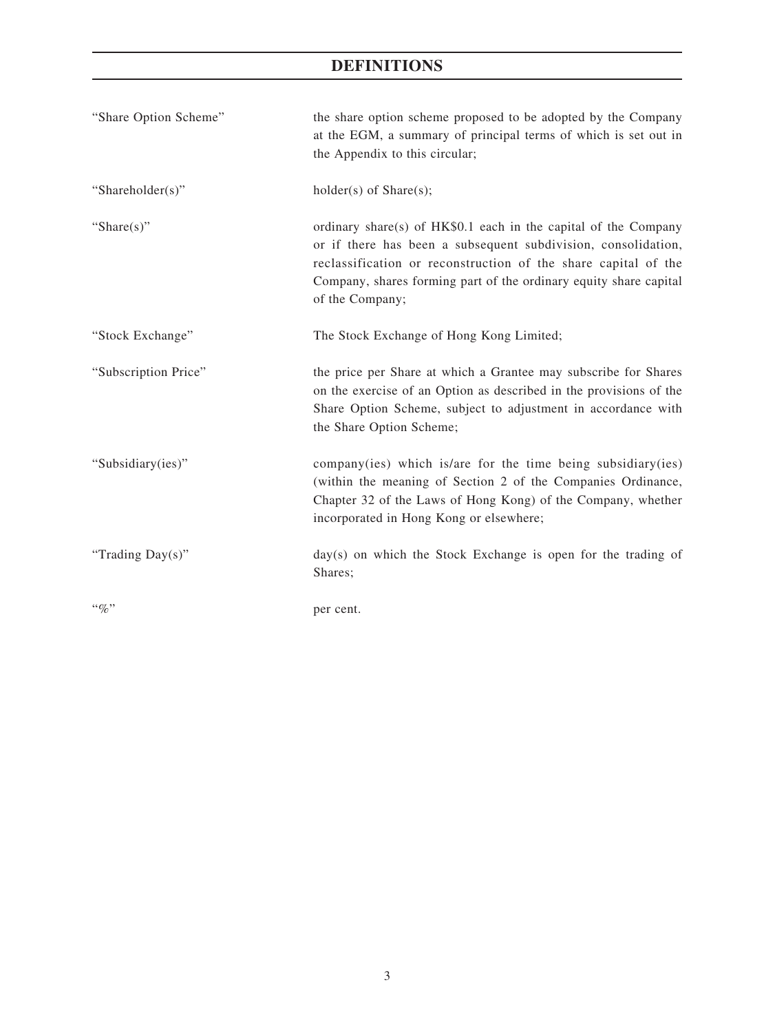# DEFINITIONS

| | |
|---|---|
| "Share Option Scheme" | the share option scheme proposed to be adopted by the Company at the EGM, a summary of principal terms of which is set out in the Appendix to this circular; |
| "Shareholder(s)" | holder(s) of Share(s); |
| "Share(s)" | ordinary share(s) of HK$0.1 each in the capital of the Company or if there has been a subsequent subdivision, consolidation, reclassification or reconstruction of the share capital of the Company, shares forming part of the ordinary equity share capital of the Company; |
| "Stock Exchange" | The Stock Exchange of Hong Kong Limited; |
| "Subscription Price" | the price per Share at which a Grantee may subscribe for Shares on the exercise of an Option as described in the provisions of the Share Option Scheme, subject to adjustment in accordance with the Share Option Scheme; |
| "Subsidiary(ies)" | company(ies) which is/are for the time being subsidiary(ies) (within the meaning of Section 2 of the Companies Ordinance, Chapter 32 of the Laws of Hong Kong) of the Company, whether incorporated in Hong Kong or elsewhere; |
| "Trading Day(s)" | day(s) on which the Stock Exchange is open for the trading of Shares; |
| "%" | per cent. |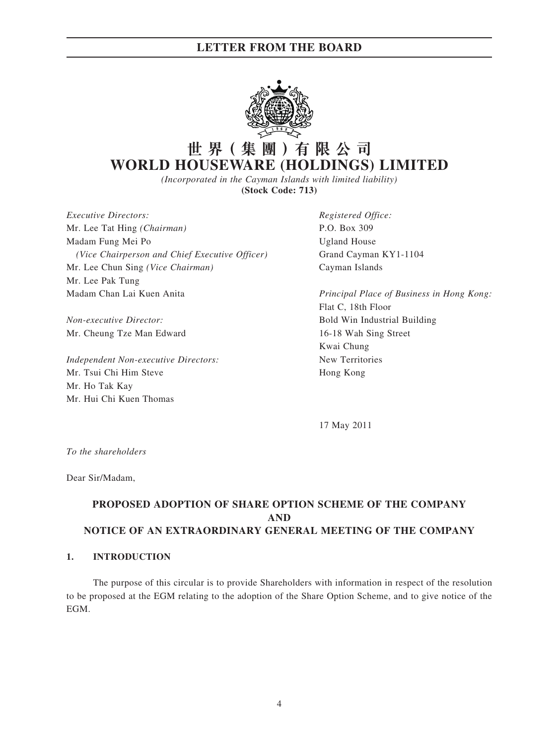# 世 界 ( 集 團 ) 有 限 公 司
# WORLD HOUSEWARE (HOLDINGS) LIMITED

*(Incorporated in the Cayman Islands with limited liability)*
**(Stock Code: 713)**

*Executive Directors:*
Mr. Lee Tat Hing *(Chairman)*
Madam Fung Mei Po
*(Vice Chairperson and Chief Executive Officer)*
Mr. Lee Chun Sing *(Vice Chairman)*
Mr. Lee Pak Tung
Madam Chan Lai Kuen Anita

*Non-executive Director:*
Mr. Cheung Tze Man Edward

*Independent Non-executive Directors:*
Mr. Tsui Chi Him Steve
Mr. Ho Tak Kay
Mr. Hui Chi Kuen Thomas

*Registered Office:*
P.O. Box 309
Ugland House
Grand Cayman KY1-1104
Cayman Islands

*Principal Place of Business in Hong Kong:*
Flat C, 18th Floor
Bold Win Industrial Building
16-18 Wah Sing Street
Kwai Chung
New Territories
Hong Kong

17 May 2011

*To the shareholders*

Dear Sir/Madam,

**PROPOSED ADOPTION OF SHARE OPTION SCHEME OF THE COMPANY AND NOTICE OF AN EXTRAORDINARY GENERAL MEETING OF THE COMPANY**

**1. INTRODUCTION**

The purpose of this circular is to provide Shareholders with information in respect of the resolution to be proposed at the EGM relating to the adoption of the Share Option Scheme, and to give notice of the EGM.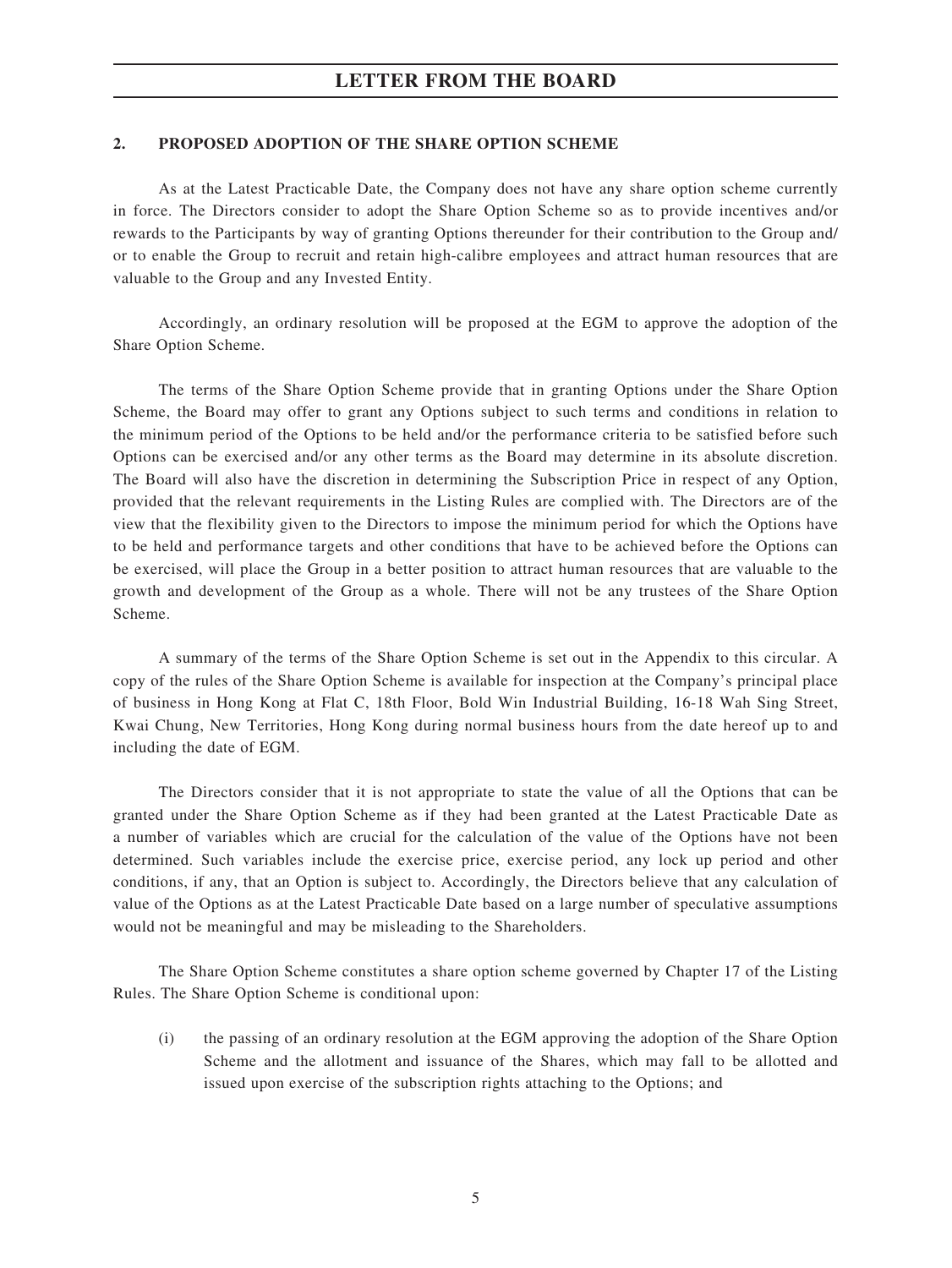## 2. PROPOSED ADOPTION OF THE SHARE OPTION SCHEME

As at the Latest Practicable Date, the Company does not have any share option scheme currently in force. The Directors consider to adopt the Share Option Scheme so as to provide incentives and/or rewards to the Participants by way of granting Options thereunder for their contribution to the Group and/or to enable the Group to recruit and retain high-calibre employees and attract human resources that are valuable to the Group and any Invested Entity.

Accordingly, an ordinary resolution will be proposed at the EGM to approve the adoption of the Share Option Scheme.

The terms of the Share Option Scheme provide that in granting Options under the Share Option Scheme, the Board may offer to grant any Options subject to such terms and conditions in relation to the minimum period of the Options to be held and/or the performance criteria to be satisfied before such Options can be exercised and/or any other terms as the Board may determine in its absolute discretion. The Board will also have the discretion in determining the Subscription Price in respect of any Option, provided that the relevant requirements in the Listing Rules are complied with. The Directors are of the view that the flexibility given to the Directors to impose the minimum period for which the Options have to be held and performance targets and other conditions that have to be achieved before the Options can be exercised, will place the Group in a better position to attract human resources that are valuable to the growth and development of the Group as a whole. There will not be any trustees of the Share Option Scheme.

A summary of the terms of the Share Option Scheme is set out in the Appendix to this circular. A copy of the rules of the Share Option Scheme is available for inspection at the Company's principal place of business in Hong Kong at Flat C, 18th Floor, Bold Win Industrial Building, 16-18 Wah Sing Street, Kwai Chung, New Territories, Hong Kong during normal business hours from the date hereof up to and including the date of EGM.

The Directors consider that it is not appropriate to state the value of all the Options that can be granted under the Share Option Scheme as if they had been granted at the Latest Practicable Date as a number of variables which are crucial for the calculation of the value of the Options have not been determined. Such variables include the exercise price, exercise period, any lock up period and other conditions, if any, that an Option is subject to. Accordingly, the Directors believe that any calculation of value of the Options as at the Latest Practicable Date based on a large number of speculative assumptions would not be meaningful and may be misleading to the Shareholders.

The Share Option Scheme constitutes a share option scheme governed by Chapter 17 of the Listing Rules. The Share Option Scheme is conditional upon:

(i) the passing of an ordinary resolution at the EGM approving the adoption of the Share Option Scheme and the allotment and issuance of the Shares, which may fall to be allotted and issued upon exercise of the subscription rights attaching to the Options; and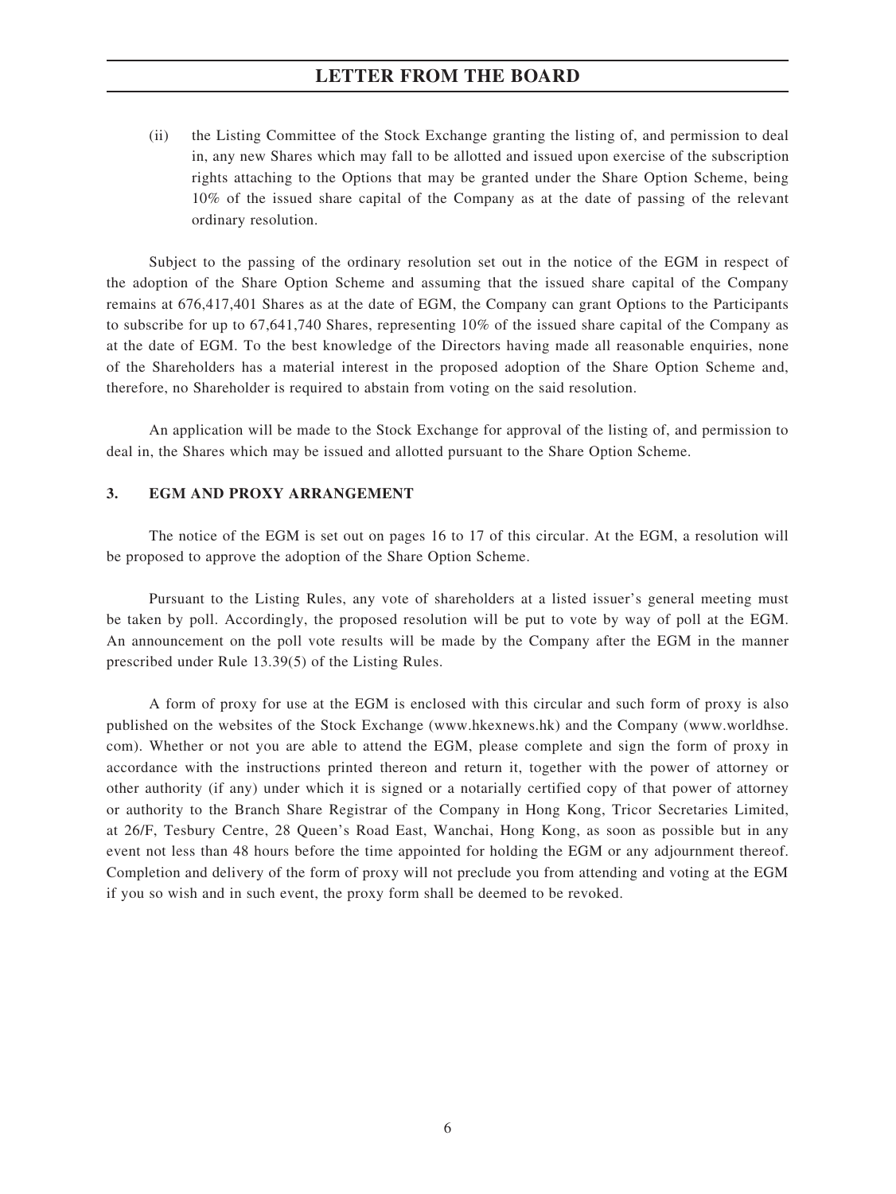(ii) the Listing Committee of the Stock Exchange granting the listing of, and permission to deal in, any new Shares which may fall to be allotted and issued upon exercise of the subscription rights attaching to the Options that may be granted under the Share Option Scheme, being 10% of the issued share capital of the Company as at the date of passing of the relevant ordinary resolution.

Subject to the passing of the ordinary resolution set out in the notice of the EGM in respect of the adoption of the Share Option Scheme and assuming that the issued share capital of the Company remains at 676,417,401 Shares as at the date of EGM, the Company can grant Options to the Participants to subscribe for up to 67,641,740 Shares, representing 10% of the issued share capital of the Company as at the date of EGM. To the best knowledge of the Directors having made all reasonable enquiries, none of the Shareholders has a material interest in the proposed adoption of the Share Option Scheme and, therefore, no Shareholder is required to abstain from voting on the said resolution.

An application will be made to the Stock Exchange for approval of the listing of, and permission to deal in, the Shares which may be issued and allotted pursuant to the Share Option Scheme.

## 3. EGM AND PROXY ARRANGEMENT

The notice of the EGM is set out on pages 16 to 17 of this circular. At the EGM, a resolution will be proposed to approve the adoption of the Share Option Scheme.

Pursuant to the Listing Rules, any vote of shareholders at a listed issuer's general meeting must be taken by poll. Accordingly, the proposed resolution will be put to vote by way of poll at the EGM. An announcement on the poll vote results will be made by the Company after the EGM in the manner prescribed under Rule 13.39(5) of the Listing Rules.

A form of proxy for use at the EGM is enclosed with this circular and such form of proxy is also published on the websites of the Stock Exchange (www.hkexnews.hk) and the Company (www.worldhse.com). Whether or not you are able to attend the EGM, please complete and sign the form of proxy in accordance with the instructions printed thereon and return it, together with the power of attorney or other authority (if any) under which it is signed or a notarially certified copy of that power of attorney or authority to the Branch Share Registrar of the Company in Hong Kong, Tricor Secretaries Limited, at 26/F, Tesbury Centre, 28 Queen's Road East, Wanchai, Hong Kong, as soon as possible but in any event not less than 48 hours before the time appointed for holding the EGM or any adjournment thereof. Completion and delivery of the form of proxy will not preclude you from attending and voting at the EGM if you so wish and in such event, the proxy form shall be deemed to be revoked.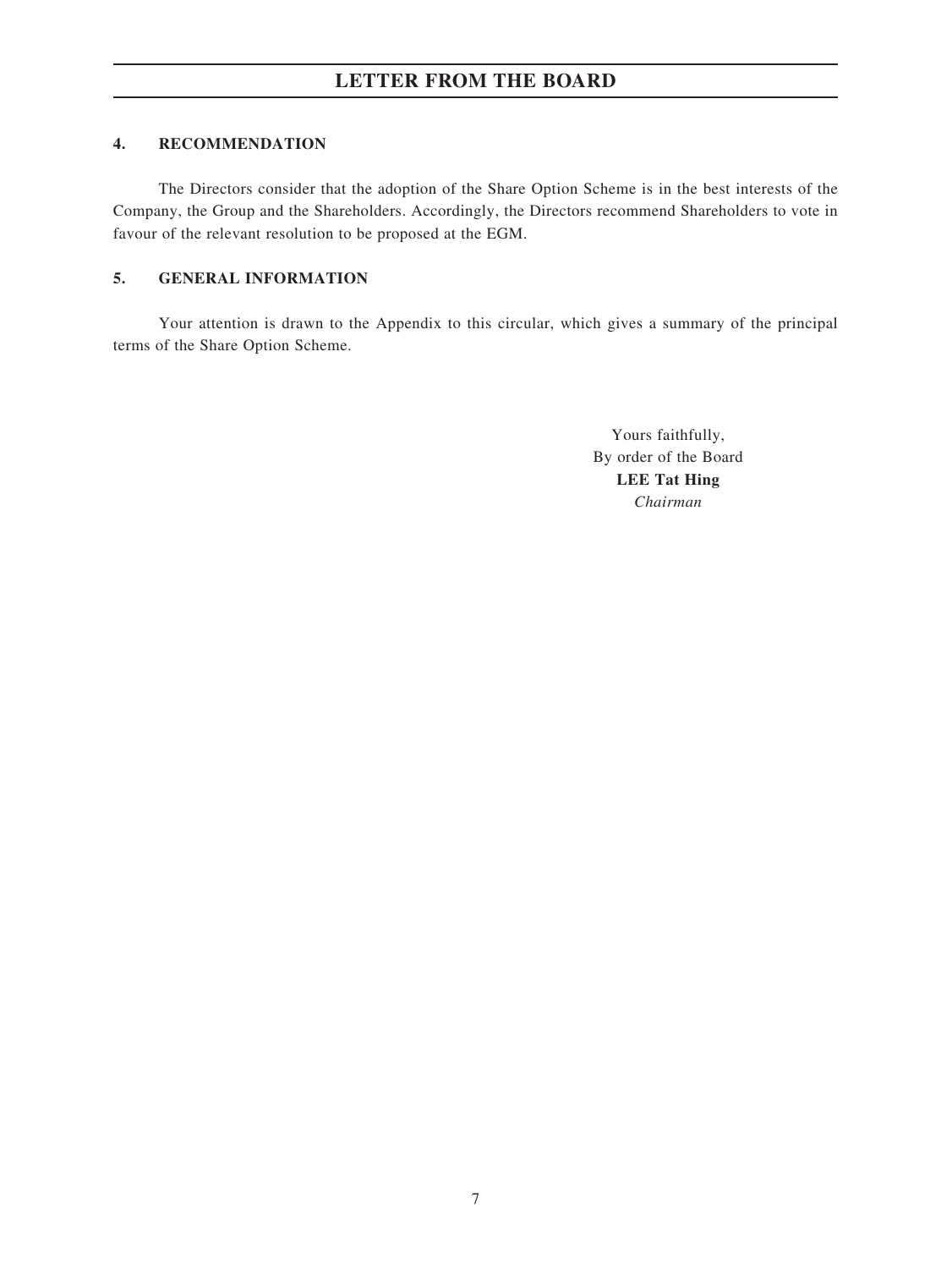# LETTER FROM THE BOARD

## 4. RECOMMENDATION

The Directors consider that the adoption of the Share Option Scheme is in the best interests of the Company, the Group and the Shareholders. Accordingly, the Directors recommend Shareholders to vote in favour of the relevant resolution to be proposed at the EGM.

## 5. GENERAL INFORMATION

Your attention is drawn to the Appendix to this circular, which gives a summary of the principal terms of the Share Option Scheme.

Yours faithfully,
By order of the Board
**LEE Tat Hing**
*Chairman*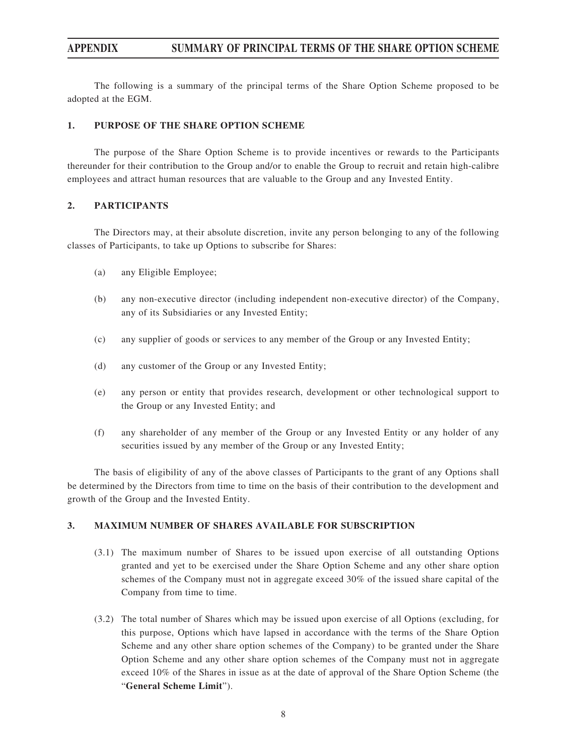# APPENDIX SUMMARY OF PRINCIPAL TERMS OF THE SHARE OPTION SCHEME

The following is a summary of the principal terms of the Share Option Scheme proposed to be adopted at the EGM.

## 1. PURPOSE OF THE SHARE OPTION SCHEME

The purpose of the Share Option Scheme is to provide incentives or rewards to the Participants thereunder for their contribution to the Group and/or to enable the Group to recruit and retain high-calibre employees and attract human resources that are valuable to the Group and any Invested Entity.

## 2. PARTICIPANTS

The Directors may, at their absolute discretion, invite any person belonging to any of the following classes of Participants, to take up Options to subscribe for Shares:

(a) any Eligible Employee;

(b) any non-executive director (including independent non-executive director) of the Company, any of its Subsidiaries or any Invested Entity;

(c) any supplier of goods or services to any member of the Group or any Invested Entity;

(d) any customer of the Group or any Invested Entity;

(e) any person or entity that provides research, development or other technological support to the Group or any Invested Entity; and

(f) any shareholder of any member of the Group or any Invested Entity or any holder of any securities issued by any member of the Group or any Invested Entity;

The basis of eligibility of any of the above classes of Participants to the grant of any Options shall be determined by the Directors from time to time on the basis of their contribution to the development and growth of the Group and the Invested Entity.

## 3. MAXIMUM NUMBER OF SHARES AVAILABLE FOR SUBSCRIPTION

(3.1) The maximum number of Shares to be issued upon exercise of all outstanding Options granted and yet to be exercised under the Share Option Scheme and any other share option schemes of the Company must not in aggregate exceed 30% of the issued share capital of the Company from time to time.

(3.2) The total number of Shares which may be issued upon exercise of all Options (excluding, for this purpose, Options which have lapsed in accordance with the terms of the Share Option Scheme and any other share option schemes of the Company) to be granted under the Share Option Scheme and any other share option schemes of the Company must not in aggregate exceed 10% of the Shares in issue as at the date of approval of the Share Option Scheme (the "**General Scheme Limit**").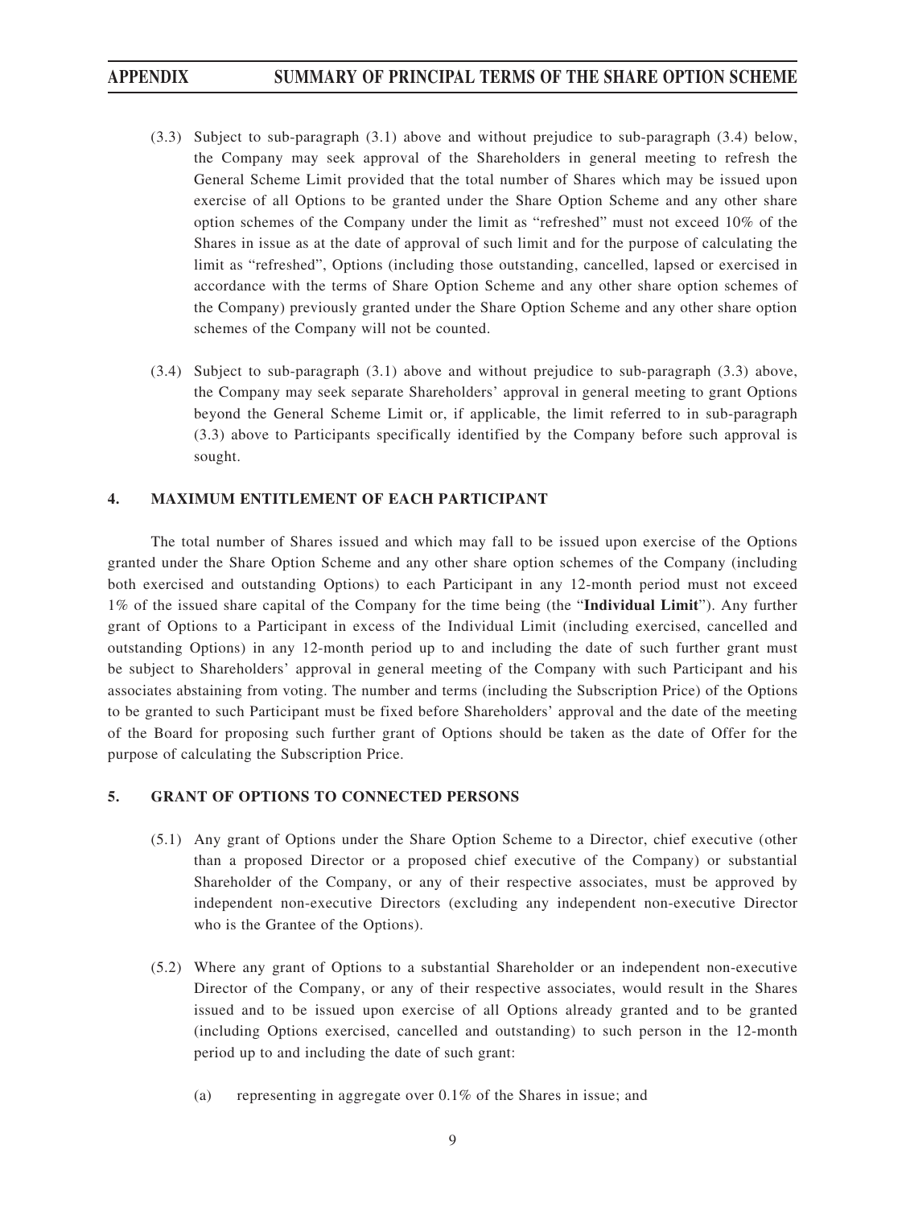(3.3) Subject to sub-paragraph (3.1) above and without prejudice to sub-paragraph (3.4) below, the Company may seek approval of the Shareholders in general meeting to refresh the General Scheme Limit provided that the total number of Shares which may be issued upon exercise of all Options to be granted under the Share Option Scheme and any other share option schemes of the Company under the limit as "refreshed" must not exceed 10% of the Shares in issue as at the date of approval of such limit and for the purpose of calculating the limit as "refreshed", Options (including those outstanding, cancelled, lapsed or exercised in accordance with the terms of Share Option Scheme and any other share option schemes of the Company) previously granted under the Share Option Scheme and any other share option schemes of the Company will not be counted.

(3.4) Subject to sub-paragraph (3.1) above and without prejudice to sub-paragraph (3.3) above, the Company may seek separate Shareholders' approval in general meeting to grant Options beyond the General Scheme Limit or, if applicable, the limit referred to in sub-paragraph (3.3) above to Participants specifically identified by the Company before such approval is sought.

## 4. MAXIMUM ENTITLEMENT OF EACH PARTICIPANT

The total number of Shares issued and which may fall to be issued upon exercise of the Options granted under the Share Option Scheme and any other share option schemes of the Company (including both exercised and outstanding Options) to each Participant in any 12-month period must not exceed 1% of the issued share capital of the Company for the time being (the "**Individual Limit**"). Any further grant of Options to a Participant in excess of the Individual Limit (including exercised, cancelled and outstanding Options) in any 12-month period up to and including the date of such further grant must be subject to Shareholders' approval in general meeting of the Company with such Participant and his associates abstaining from voting. The number and terms (including the Subscription Price) of the Options to be granted to such Participant must be fixed before Shareholders' approval and the date of the meeting of the Board for proposing such further grant of Options should be taken as the date of Offer for the purpose of calculating the Subscription Price.

## 5. GRANT OF OPTIONS TO CONNECTED PERSONS

(5.1) Any grant of Options under the Share Option Scheme to a Director, chief executive (other than a proposed Director or a proposed chief executive of the Company) or substantial Shareholder of the Company, or any of their respective associates, must be approved by independent non-executive Directors (excluding any independent non-executive Director who is the Grantee of the Options).

(5.2) Where any grant of Options to a substantial Shareholder or an independent non-executive Director of the Company, or any of their respective associates, would result in the Shares issued and to be issued upon exercise of all Options already granted and to be granted (including Options exercised, cancelled and outstanding) to such person in the 12-month period up to and including the date of such grant:

(a) representing in aggregate over 0.1% of the Shares in issue; and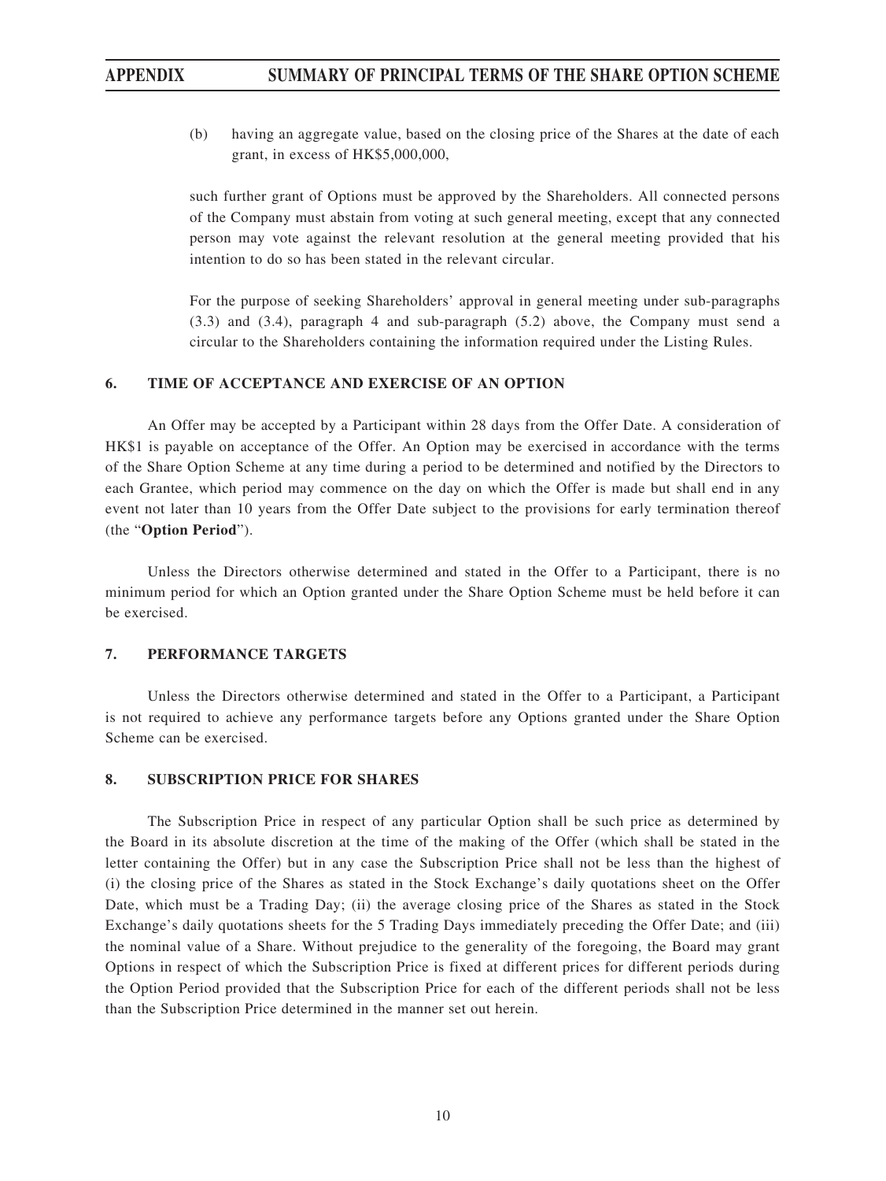(b) having an aggregate value, based on the closing price of the Shares at the date of each grant, in excess of HK$5,000,000,

such further grant of Options must be approved by the Shareholders. All connected persons of the Company must abstain from voting at such general meeting, except that any connected person may vote against the relevant resolution at the general meeting provided that his intention to do so has been stated in the relevant circular.

For the purpose of seeking Shareholders' approval in general meeting under sub-paragraphs (3.3) and (3.4), paragraph 4 and sub-paragraph (5.2) above, the Company must send a circular to the Shareholders containing the information required under the Listing Rules.

## 6. TIME OF ACCEPTANCE AND EXERCISE OF AN OPTION

An Offer may be accepted by a Participant within 28 days from the Offer Date. A consideration of HK$1 is payable on acceptance of the Offer. An Option may be exercised in accordance with the terms of the Share Option Scheme at any time during a period to be determined and notified by the Directors to each Grantee, which period may commence on the day on which the Offer is made but shall end in any event not later than 10 years from the Offer Date subject to the provisions for early termination thereof (the "**Option Period**").

Unless the Directors otherwise determined and stated in the Offer to a Participant, there is no minimum period for which an Option granted under the Share Option Scheme must be held before it can be exercised.

## 7. PERFORMANCE TARGETS

Unless the Directors otherwise determined and stated in the Offer to a Participant, a Participant is not required to achieve any performance targets before any Options granted under the Share Option Scheme can be exercised.

## 8. SUBSCRIPTION PRICE FOR SHARES

The Subscription Price in respect of any particular Option shall be such price as determined by the Board in its absolute discretion at the time of the making of the Offer (which shall be stated in the letter containing the Offer) but in any case the Subscription Price shall not be less than the highest of (i) the closing price of the Shares as stated in the Stock Exchange's daily quotations sheet on the Offer Date, which must be a Trading Day; (ii) the average closing price of the Shares as stated in the Stock Exchange's daily quotations sheets for the 5 Trading Days immediately preceding the Offer Date; and (iii) the nominal value of a Share. Without prejudice to the generality of the foregoing, the Board may grant Options in respect of which the Subscription Price is fixed at different prices for different periods during the Option Period provided that the Subscription Price for each of the different periods shall not be less than the Subscription Price determined in the manner set out herein.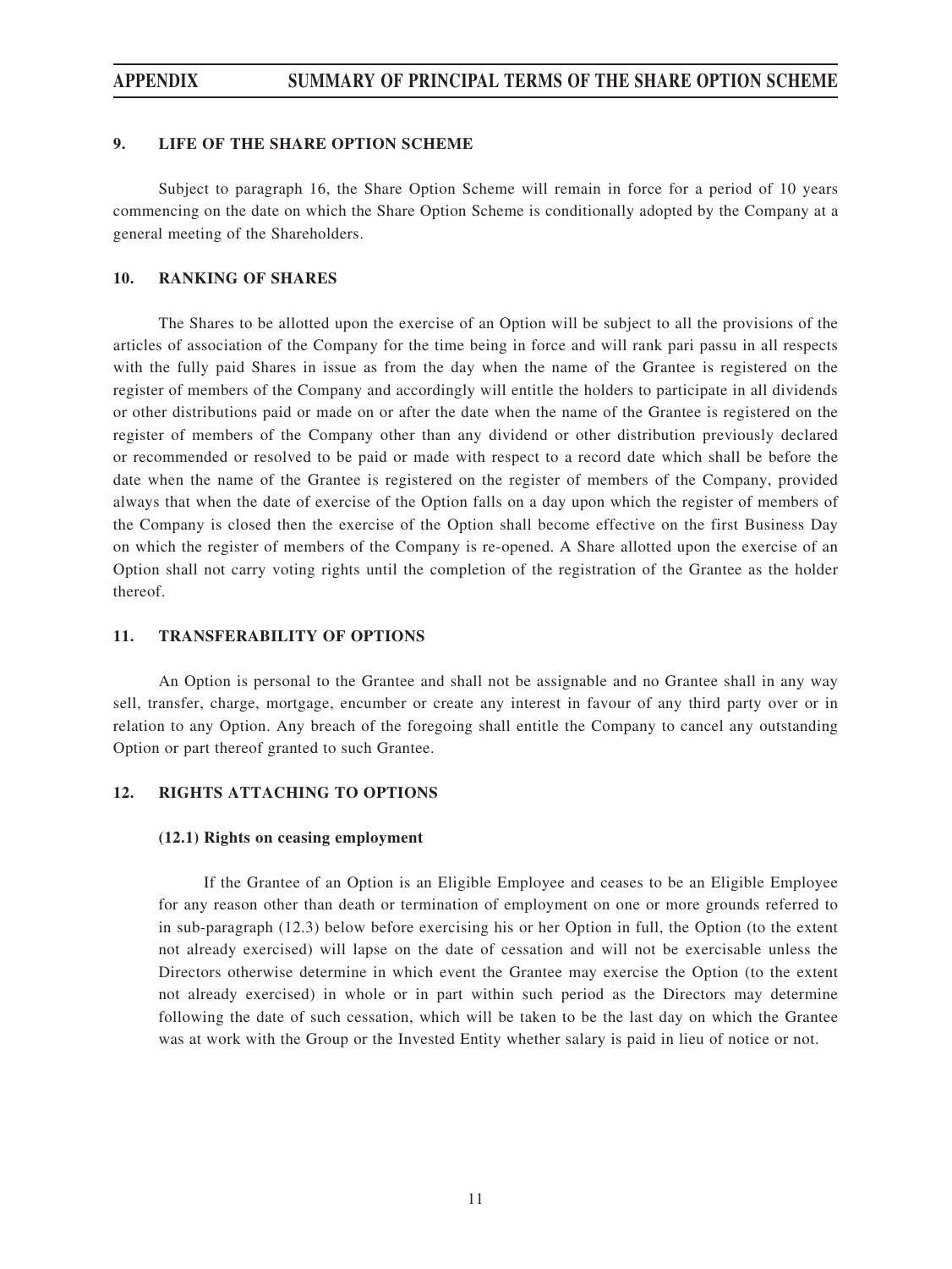### 9. LIFE OF THE SHARE OPTION SCHEME

Subject to paragraph 16, the Share Option Scheme will remain in force for a period of 10 years commencing on the date on which the Share Option Scheme is conditionally adopted by the Company at a general meeting of the Shareholders.

### 10. RANKING OF SHARES

The Shares to be allotted upon the exercise of an Option will be subject to all the provisions of the articles of association of the Company for the time being in force and will rank pari passu in all respects with the fully paid Shares in issue as from the day when the name of the Grantee is registered on the register of members of the Company and accordingly will entitle the holders to participate in all dividends or other distributions paid or made on or after the date when the name of the Grantee is registered on the register of members of the Company other than any dividend or other distribution previously declared or recommended or resolved to be paid or made with respect to a record date which shall be before the date when the name of the Grantee is registered on the register of members of the Company, provided always that when the date of exercise of the Option falls on a day upon which the register of members of the Company is closed then the exercise of the Option shall become effective on the first Business Day on which the register of members of the Company is re-opened. A Share allotted upon the exercise of an Option shall not carry voting rights until the completion of the registration of the Grantee as the holder thereof.

### 11. TRANSFERABILITY OF OPTIONS

An Option is personal to the Grantee and shall not be assignable and no Grantee shall in any way sell, transfer, charge, mortgage, encumber or create any interest in favour of any third party over or in relation to any Option. Any breach of the foregoing shall entitle the Company to cancel any outstanding Option or part thereof granted to such Grantee.

### 12. RIGHTS ATTACHING TO OPTIONS

#### (12.1) Rights on ceasing employment

If the Grantee of an Option is an Eligible Employee and ceases to be an Eligible Employee for any reason other than death or termination of employment on one or more grounds referred to in sub-paragraph (12.3) below before exercising his or her Option in full, the Option (to the extent not already exercised) will lapse on the date of cessation and will not be exercisable unless the Directors otherwise determine in which event the Grantee may exercise the Option (to the extent not already exercised) in whole or in part within such period as the Directors may determine following the date of such cessation, which will be taken to be the last day on which the Grantee was at work with the Group or the Invested Entity whether salary is paid in lieu of notice or not.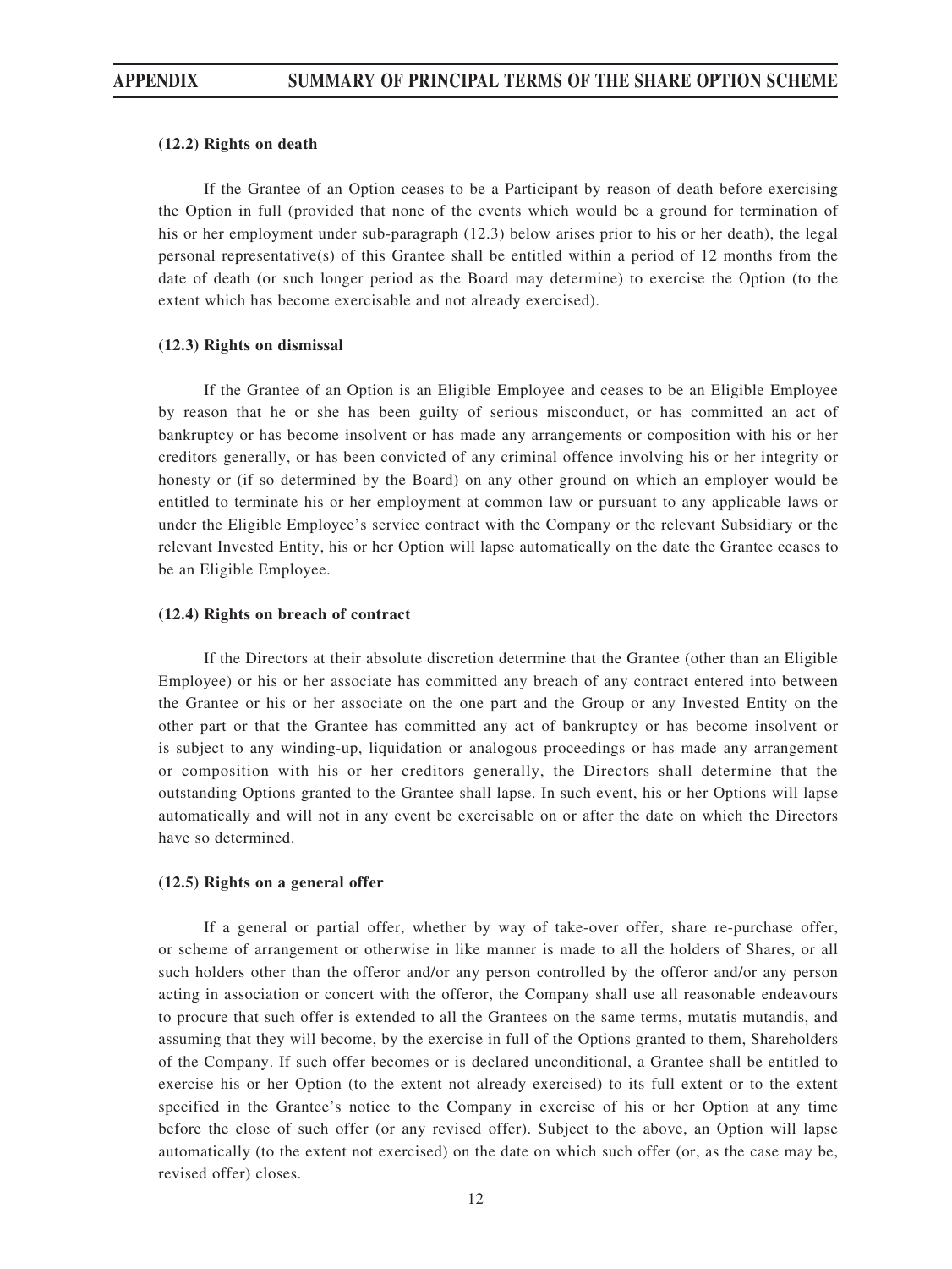#### (12.2) Rights on death

If the Grantee of an Option ceases to be a Participant by reason of death before exercising the Option in full (provided that none of the events which would be a ground for termination of his or her employment under sub-paragraph (12.3) below arises prior to his or her death), the legal personal representative(s) of this Grantee shall be entitled within a period of 12 months from the date of death (or such longer period as the Board may determine) to exercise the Option (to the extent which has become exercisable and not already exercised).

#### (12.3) Rights on dismissal

If the Grantee of an Option is an Eligible Employee and ceases to be an Eligible Employee by reason that he or she has been guilty of serious misconduct, or has committed an act of bankruptcy or has become insolvent or has made any arrangements or composition with his or her creditors generally, or has been convicted of any criminal offence involving his or her integrity or honesty or (if so determined by the Board) on any other ground on which an employer would be entitled to terminate his or her employment at common law or pursuant to any applicable laws or under the Eligible Employee's service contract with the Company or the relevant Subsidiary or the relevant Invested Entity, his or her Option will lapse automatically on the date the Grantee ceases to be an Eligible Employee.

#### (12.4) Rights on breach of contract

If the Directors at their absolute discretion determine that the Grantee (other than an Eligible Employee) or his or her associate has committed any breach of any contract entered into between the Grantee or his or her associate on the one part and the Group or any Invested Entity on the other part or that the Grantee has committed any act of bankruptcy or has become insolvent or is subject to any winding-up, liquidation or analogous proceedings or has made any arrangement or composition with his or her creditors generally, the Directors shall determine that the outstanding Options granted to the Grantee shall lapse. In such event, his or her Options will lapse automatically and will not in any event be exercisable on or after the date on which the Directors have so determined.

#### (12.5) Rights on a general offer

If a general or partial offer, whether by way of take-over offer, share re-purchase offer, or scheme of arrangement or otherwise in like manner is made to all the holders of Shares, or all such holders other than the offeror and/or any person controlled by the offeror and/or any person acting in association or concert with the offeror, the Company shall use all reasonable endeavours to procure that such offer is extended to all the Grantees on the same terms, mutatis mutandis, and assuming that they will become, by the exercise in full of the Options granted to them, Shareholders of the Company. If such offer becomes or is declared unconditional, a Grantee shall be entitled to exercise his or her Option (to the extent not already exercised) to its full extent or to the extent specified in the Grantee's notice to the Company in exercise of his or her Option at any time before the close of such offer (or any revised offer). Subject to the above, an Option will lapse automatically (to the extent not exercised) on the date on which such offer (or, as the case may be, revised offer) closes.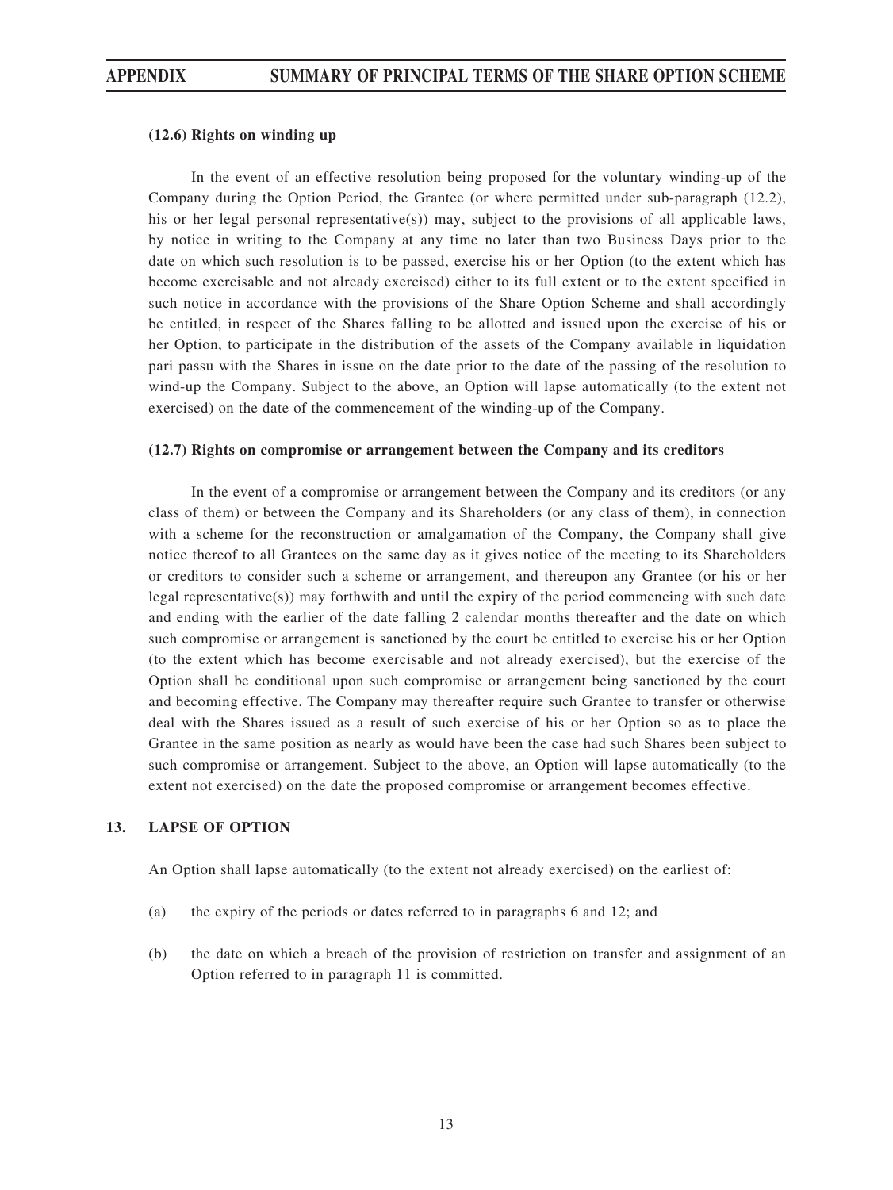#### (12.6) Rights on winding up

In the event of an effective resolution being proposed for the voluntary winding-up of the Company during the Option Period, the Grantee (or where permitted under sub-paragraph (12.2), his or her legal personal representative(s)) may, subject to the provisions of all applicable laws, by notice in writing to the Company at any time no later than two Business Days prior to the date on which such resolution is to be passed, exercise his or her Option (to the extent which has become exercisable and not already exercised) either to its full extent or to the extent specified in such notice in accordance with the provisions of the Share Option Scheme and shall accordingly be entitled, in respect of the Shares falling to be allotted and issued upon the exercise of his or her Option, to participate in the distribution of the assets of the Company available in liquidation pari passu with the Shares in issue on the date prior to the date of the passing of the resolution to wind-up the Company. Subject to the above, an Option will lapse automatically (to the extent not exercised) on the date of the commencement of the winding-up of the Company.

#### (12.7) Rights on compromise or arrangement between the Company and its creditors

In the event of a compromise or arrangement between the Company and its creditors (or any class of them) or between the Company and its Shareholders (or any class of them), in connection with a scheme for the reconstruction or amalgamation of the Company, the Company shall give notice thereof to all Grantees on the same day as it gives notice of the meeting to its Shareholders or creditors to consider such a scheme or arrangement, and thereupon any Grantee (or his or her legal representative(s)) may forthwith and until the expiry of the period commencing with such date and ending with the earlier of the date falling 2 calendar months thereafter and the date on which such compromise or arrangement is sanctioned by the court be entitled to exercise his or her Option (to the extent which has become exercisable and not already exercised), but the exercise of the Option shall be conditional upon such compromise or arrangement being sanctioned by the court and becoming effective. The Company may thereafter require such Grantee to transfer or otherwise deal with the Shares issued as a result of such exercise of his or her Option so as to place the Grantee in the same position as nearly as would have been the case had such Shares been subject to such compromise or arrangement. Subject to the above, an Option will lapse automatically (to the extent not exercised) on the date the proposed compromise or arrangement becomes effective.

### 13. LAPSE OF OPTION

An Option shall lapse automatically (to the extent not already exercised) on the earliest of:

(a) the expiry of the periods or dates referred to in paragraphs 6 and 12; and

(b) the date on which a breach of the provision of restriction on transfer and assignment of an Option referred to in paragraph 11 is committed.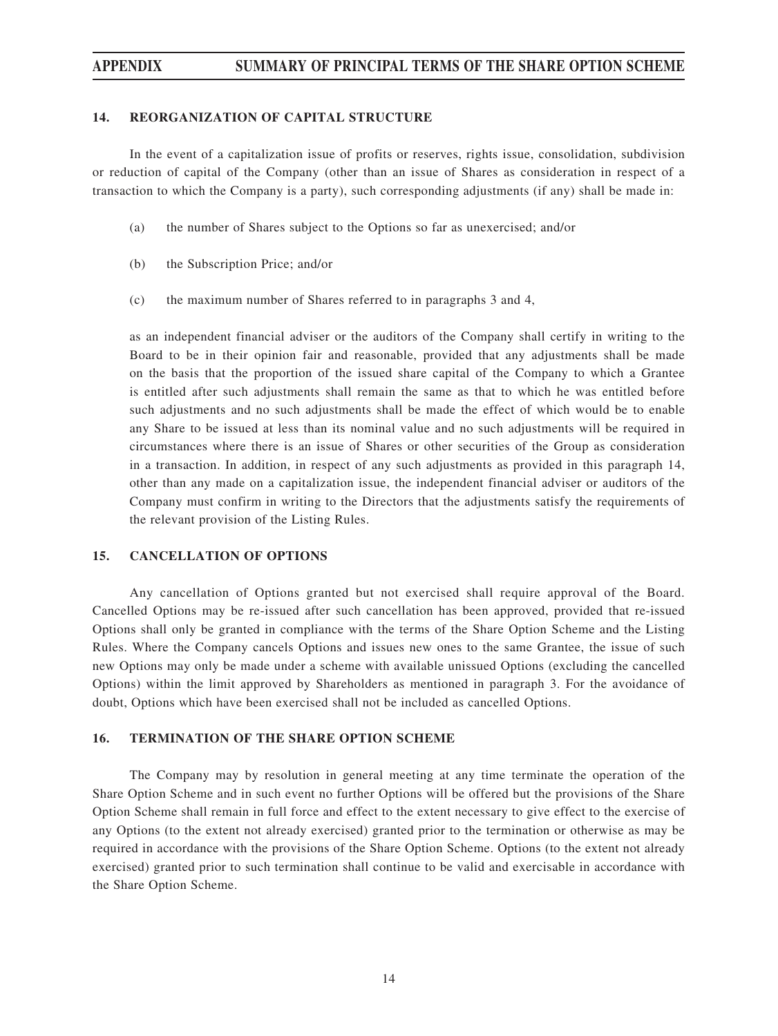## 14. REORGANIZATION OF CAPITAL STRUCTURE

In the event of a capitalization issue of profits or reserves, rights issue, consolidation, subdivision or reduction of capital of the Company (other than an issue of Shares as consideration in respect of a transaction to which the Company is a party), such corresponding adjustments (if any) shall be made in:

(a) the number of Shares subject to the Options so far as unexercised; and/or

(b) the Subscription Price; and/or

(c) the maximum number of Shares referred to in paragraphs 3 and 4,

as an independent financial adviser or the auditors of the Company shall certify in writing to the Board to be in their opinion fair and reasonable, provided that any adjustments shall be made on the basis that the proportion of the issued share capital of the Company to which a Grantee is entitled after such adjustments shall remain the same as that to which he was entitled before such adjustments and no such adjustments shall be made the effect of which would be to enable any Share to be issued at less than its nominal value and no such adjustments will be required in circumstances where there is an issue of Shares or other securities of the Group as consideration in a transaction. In addition, in respect of any such adjustments as provided in this paragraph 14, other than any made on a capitalization issue, the independent financial adviser or auditors of the Company must confirm in writing to the Directors that the adjustments satisfy the requirements of the relevant provision of the Listing Rules.

## 15. CANCELLATION OF OPTIONS

Any cancellation of Options granted but not exercised shall require approval of the Board. Cancelled Options may be re-issued after such cancellation has been approved, provided that re-issued Options shall only be granted in compliance with the terms of the Share Option Scheme and the Listing Rules. Where the Company cancels Options and issues new ones to the same Grantee, the issue of such new Options may only be made under a scheme with available unissued Options (excluding the cancelled Options) within the limit approved by Shareholders as mentioned in paragraph 3. For the avoidance of doubt, Options which have been exercised shall not be included as cancelled Options.

## 16. TERMINATION OF THE SHARE OPTION SCHEME

The Company may by resolution in general meeting at any time terminate the operation of the Share Option Scheme and in such event no further Options will be offered but the provisions of the Share Option Scheme shall remain in full force and effect to the extent necessary to give effect to the exercise of any Options (to the extent not already exercised) granted prior to the termination or otherwise as may be required in accordance with the provisions of the Share Option Scheme. Options (to the extent not already exercised) granted prior to such termination shall continue to be valid and exercisable in accordance with the Share Option Scheme.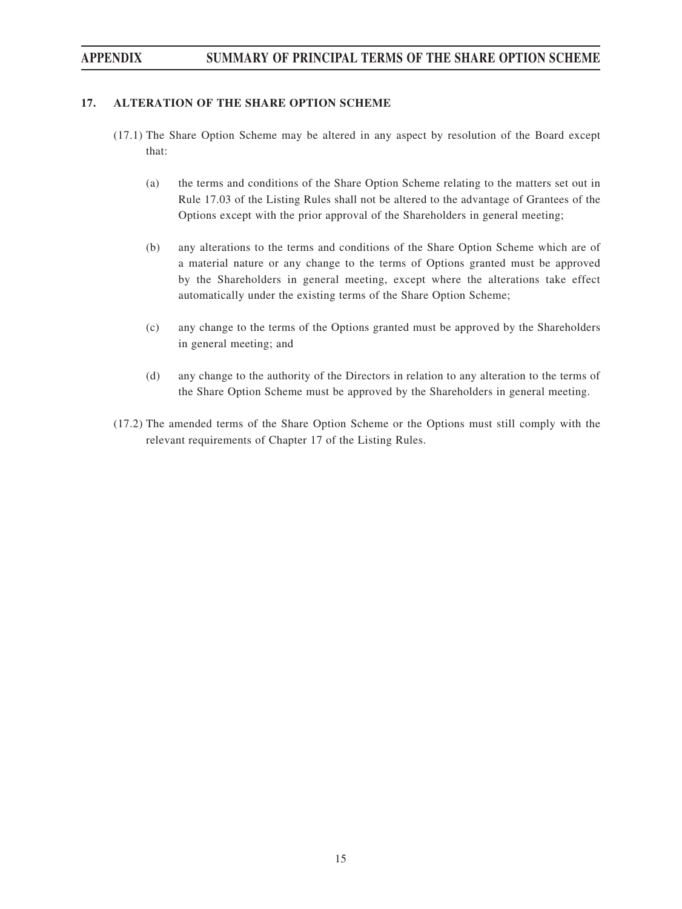## 17. ALTERATION OF THE SHARE OPTION SCHEME

(17.1) The Share Option Scheme may be altered in any aspect by resolution of the Board except that:

(a) the terms and conditions of the Share Option Scheme relating to the matters set out in Rule 17.03 of the Listing Rules shall not be altered to the advantage of Grantees of the Options except with the prior approval of the Shareholders in general meeting;

(b) any alterations to the terms and conditions of the Share Option Scheme which are of a material nature or any change to the terms of Options granted must be approved by the Shareholders in general meeting, except where the alterations take effect automatically under the existing terms of the Share Option Scheme;

(c) any change to the terms of the Options granted must be approved by the Shareholders in general meeting; and

(d) any change to the authority of the Directors in relation to any alteration to the terms of the Share Option Scheme must be approved by the Shareholders in general meeting.

(17.2) The amended terms of the Share Option Scheme or the Options must still comply with the relevant requirements of Chapter 17 of the Listing Rules.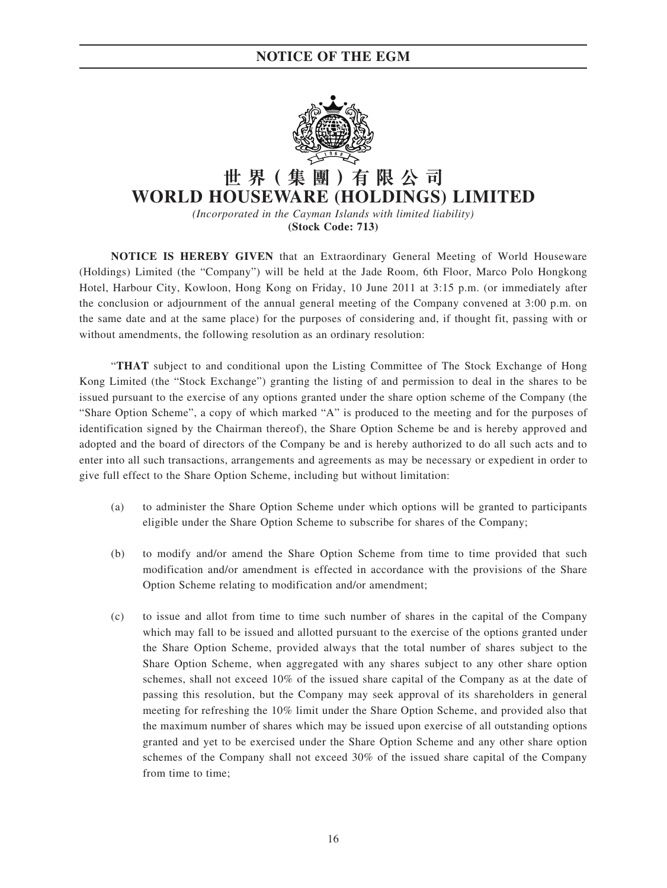# NOTICE OF THE EGM

# 世界(集團)有限公司
# WORLD HOUSEWARE (HOLDINGS) LIMITED

*(Incorporated in the Cayman Islands with limited liability)*
**(Stock Code: 713)**

**NOTICE IS HEREBY GIVEN** that an Extraordinary General Meeting of World Houseware (Holdings) Limited (the "Company") will be held at the Jade Room, 6th Floor, Marco Polo Hongkong Hotel, Harbour City, Kowloon, Hong Kong on Friday, 10 June 2011 at 3:15 p.m. (or immediately after the conclusion or adjournment of the annual general meeting of the Company convened at 3:00 p.m. on the same date and at the same place) for the purposes of considering and, if thought fit, passing with or without amendments, the following resolution as an ordinary resolution:

"**THAT** subject to and conditional upon the Listing Committee of The Stock Exchange of Hong Kong Limited (the "Stock Exchange") granting the listing of and permission to deal in the shares to be issued pursuant to the exercise of any options granted under the share option scheme of the Company (the "Share Option Scheme", a copy of which marked "A" is produced to the meeting and for the purposes of identification signed by the Chairman thereof), the Share Option Scheme be and is hereby approved and adopted and the board of directors of the Company be and is hereby authorized to do all such acts and to enter into all such transactions, arrangements and agreements as may be necessary or expedient in order to give full effect to the Share Option Scheme, including but without limitation:

(a) to administer the Share Option Scheme under which options will be granted to participants eligible under the Share Option Scheme to subscribe for shares of the Company;

(b) to modify and/or amend the Share Option Scheme from time to time provided that such modification and/or amendment is effected in accordance with the provisions of the Share Option Scheme relating to modification and/or amendment;

(c) to issue and allot from time to time such number of shares in the capital of the Company which may fall to be issued and allotted pursuant to the exercise of the options granted under the Share Option Scheme, provided always that the total number of shares subject to the Share Option Scheme, when aggregated with any shares subject to any other share option schemes, shall not exceed 10% of the issued share capital of the Company as at the date of passing this resolution, but the Company may seek approval of its shareholders in general meeting for refreshing the 10% limit under the Share Option Scheme, and provided also that the maximum number of shares which may be issued upon exercise of all outstanding options granted and yet to be exercised under the Share Option Scheme and any other share option schemes of the Company shall not exceed 30% of the issued share capital of the Company from time to time;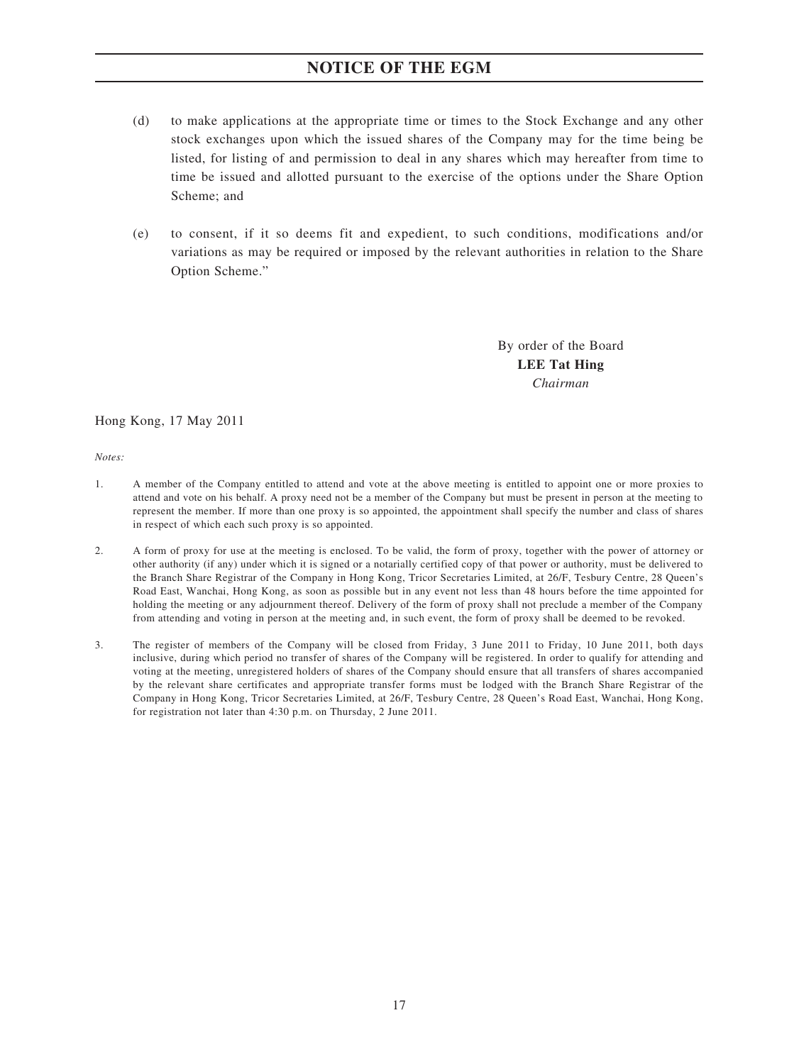(d) to make applications at the appropriate time or times to the Stock Exchange and any other stock exchanges upon which the issued shares of the Company may for the time being be listed, for listing of and permission to deal in any shares which may hereafter from time to time be issued and allotted pursuant to the exercise of the options under the Share Option Scheme; and

(e) to consent, if it so deems fit and expedient, to such conditions, modifications and/or variations as may be required or imposed by the relevant authorities in relation to the Share Option Scheme."

By order of the Board
**LEE Tat Hing**
*Chairman*

Hong Kong, 17 May 2011

*Notes:*

1. A member of the Company entitled to attend and vote at the above meeting is entitled to appoint one or more proxies to attend and vote on his behalf. A proxy need not be a member of the Company but must be present in person at the meeting to represent the member. If more than one proxy is so appointed, the appointment shall specify the number and class of shares in respect of which each such proxy is so appointed.

2. A form of proxy for use at the meeting is enclosed. To be valid, the form of proxy, together with the power of attorney or other authority (if any) under which it is signed or a notarially certified copy of that power or authority, must be delivered to the Branch Share Registrar of the Company in Hong Kong, Tricor Secretaries Limited, at 26/F, Tesbury Centre, 28 Queen's Road East, Wanchai, Hong Kong, as soon as possible but in any event not less than 48 hours before the time appointed for holding the meeting or any adjournment thereof. Delivery of the form of proxy shall not preclude a member of the Company from attending and voting in person at the meeting and, in such event, the form of proxy shall be deemed to be revoked.

3. The register of members of the Company will be closed from Friday, 3 June 2011 to Friday, 10 June 2011, both days inclusive, during which period no transfer of shares of the Company will be registered. In order to qualify for attending and voting at the meeting, unregistered holders of shares of the Company should ensure that all transfers of shares accompanied by the relevant share certificates and appropriate transfer forms must be lodged with the Branch Share Registrar of the Company in Hong Kong, Tricor Secretaries Limited, at 26/F, Tesbury Centre, 28 Queen's Road East, Wanchai, Hong Kong, for registration not later than 4:30 p.m. on Thursday, 2 June 2011.